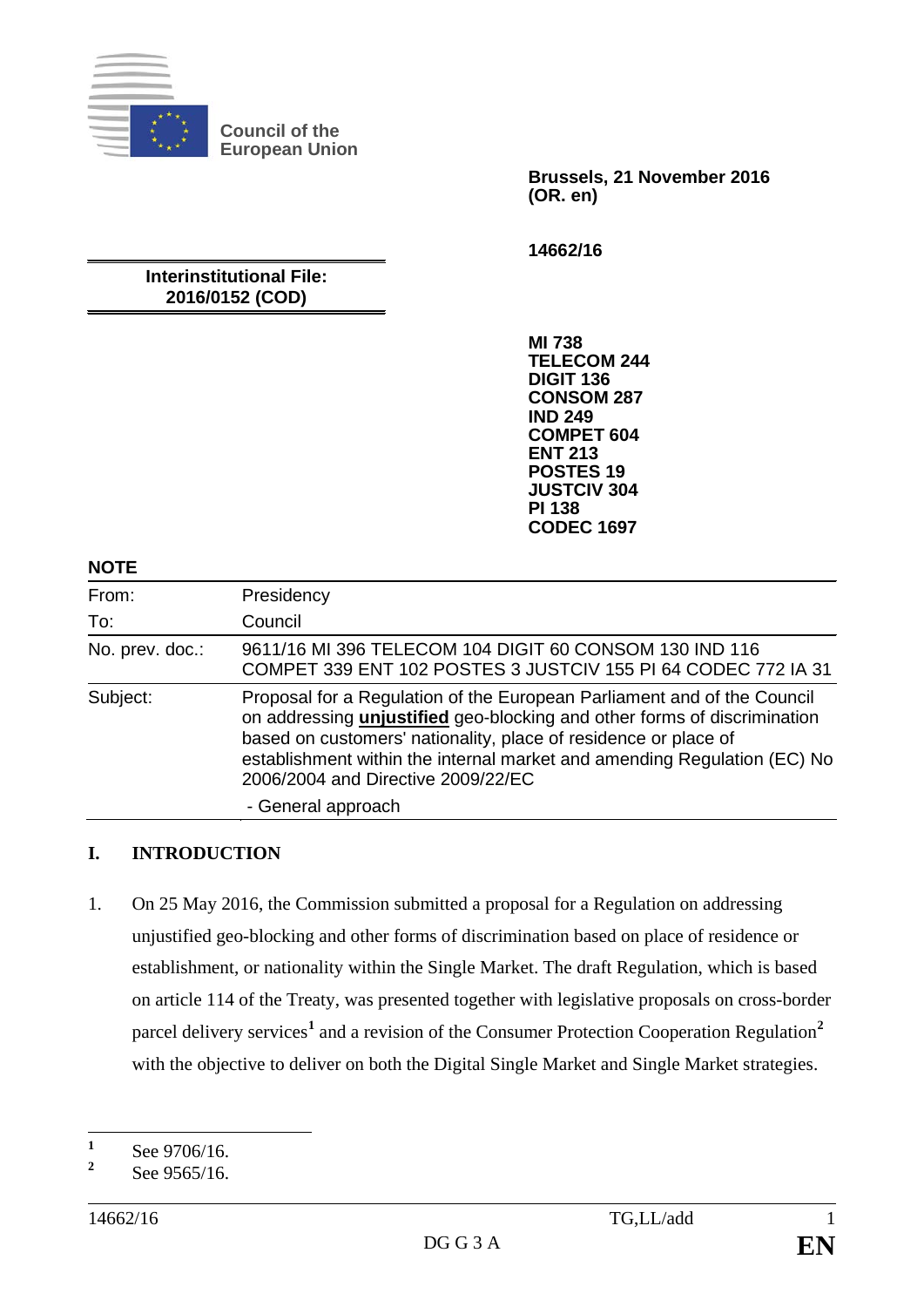Council of the European Union

**Brussels, 21 November 2016**
**(OR. en)**

**14662/16**

**Interinstitutional File:**
**2016/0152 (COD)**

**MI 738**
**TELECOM 244**
**DIGIT 136**
**CONSOM 287**
**IND 249**
**COMPET 604**
**ENT 213**
**POSTES 19**
**JUSTCIV 304**
**PI 138**
**CODEC 1697**

**NOTE**

| | |
|---|---|
| From: | Presidency |
| To: | Council |
| No. prev. doc.: | 9611/16 MI 396 TELECOM 104 DIGIT 60 CONSOM 130 IND 116 COMPET 339 ENT 102 POSTES 3 JUSTCIV 155 PI 64 CODEC 772 IA 31 |
| Subject: | Proposal for a Regulation of the European Parliament and of the Council on addressing **unjustified** geo-blocking and other forms of discrimination based on customers' nationality, place of residence or place of establishment within the internal market and amending Regulation (EC) No 2006/2004 and Directive 2009/22/EC<br>- General approach |

## I. INTRODUCTION

1. On 25 May 2016, the Commission submitted a proposal for a Regulation on addressing unjustified geo-blocking and other forms of discrimination based on place of residence or establishment, or nationality within the Single Market. The draft Regulation, which is based on article 114 of the Treaty, was presented together with legislative proposals on cross-border parcel delivery services[1] and a revision of the Consumer Protection Cooperation Regulation[2] with the objective to deliver on both the Digital Single Market and Single Market strategies.

[1] See 9706/16.
[2] See 9565/16.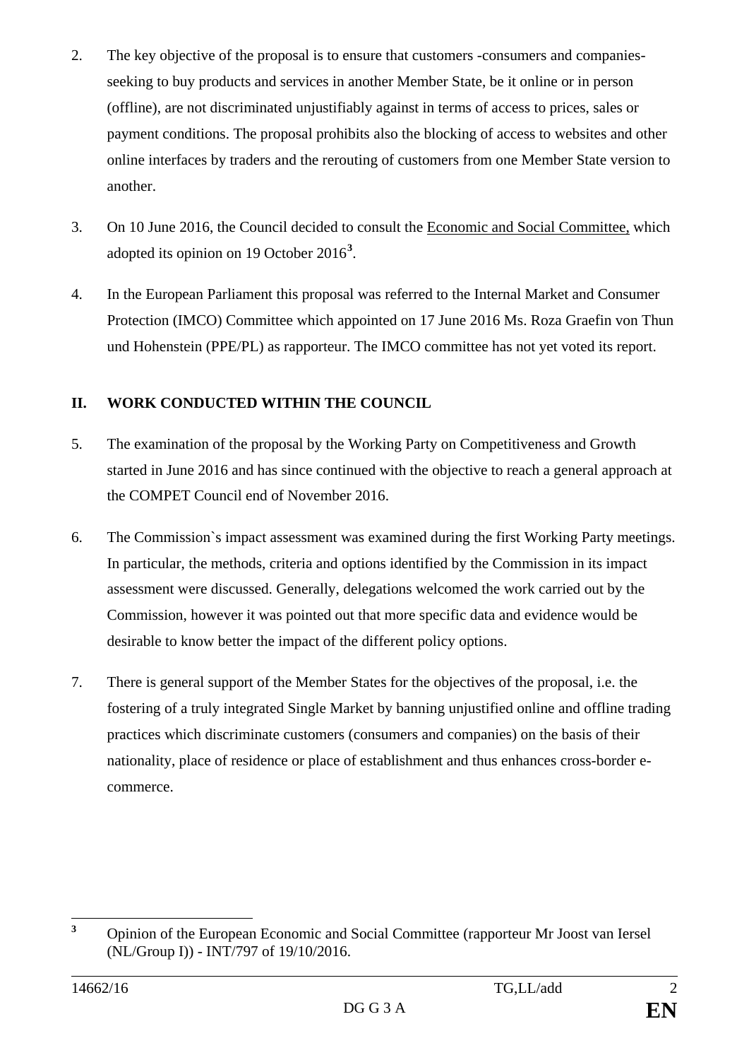2. The key objective of the proposal is to ensure that customers -consumers and companies- seeking to buy products and services in another Member State, be it online or in person (offline), are not discriminated unjustifiably against in terms of access to prices, sales or payment conditions. The proposal prohibits also the blocking of access to websites and other online interfaces by traders and the rerouting of customers from one Member State version to another.

3. On 10 June 2016, the Council decided to consult the Economic and Social Committee, which adopted its opinion on 19 October 2016[3].

4. In the European Parliament this proposal was referred to the Internal Market and Consumer Protection (IMCO) Committee which appointed on 17 June 2016 Ms. Roza Graefin von Thun und Hohenstein (PPE/PL) as rapporteur. The IMCO committee has not yet voted its report.

## II. WORK CONDUCTED WITHIN THE COUNCIL

5. The examination of the proposal by the Working Party on Competitiveness and Growth started in June 2016 and has since continued with the objective to reach a general approach at the COMPET Council end of November 2016.

6. The Commission`s impact assessment was examined during the first Working Party meetings. In particular, the methods, criteria and options identified by the Commission in its impact assessment were discussed. Generally, delegations welcomed the work carried out by the Commission, however it was pointed out that more specific data and evidence would be desirable to know better the impact of the different policy options.

7. There is general support of the Member States for the objectives of the proposal, i.e. the fostering of a truly integrated Single Market by banning unjustified online and offline trading practices which discriminate customers (consumers and companies) on the basis of their nationality, place of residence or place of establishment and thus enhances cross-border e-commerce.

[3] Opinion of the European Economic and Social Committee (rapporteur Mr Joost van Iersel (NL/Group I)) - INT/797 of 19/10/2016.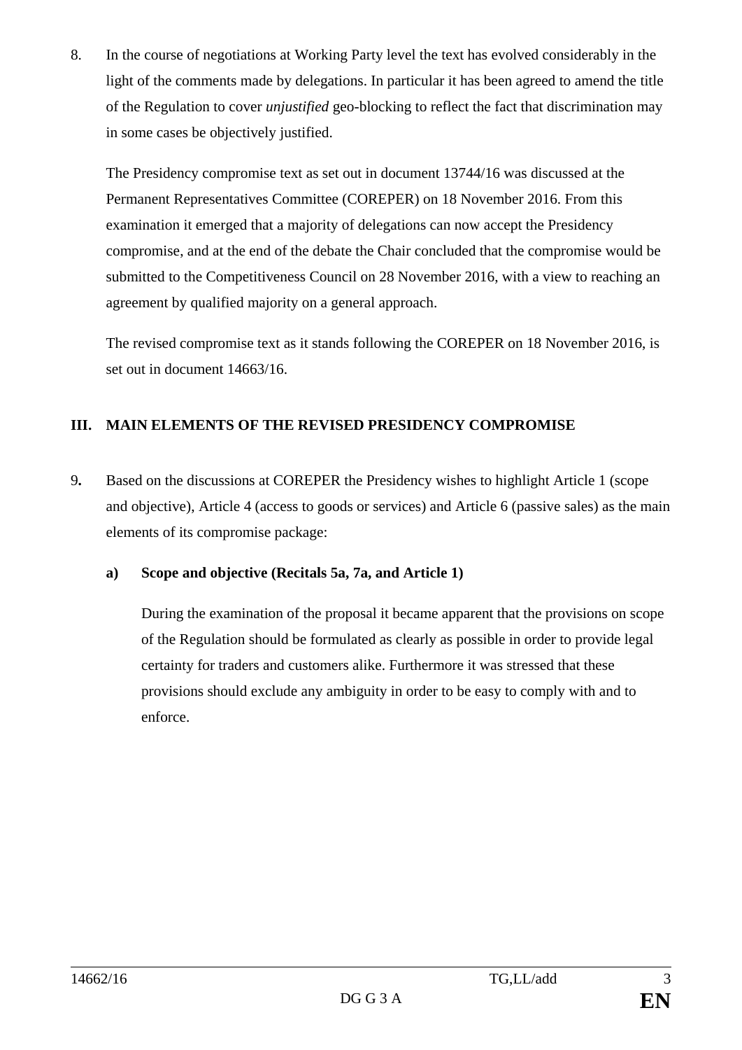8. In the course of negotiations at Working Party level the text has evolved considerably in the light of the comments made by delegations. In particular it has been agreed to amend the title of the Regulation to cover *unjustified* geo-blocking to reflect the fact that discrimination may in some cases be objectively justified.

   The Presidency compromise text as set out in document 13744/16 was discussed at the Permanent Representatives Committee (COREPER) on 18 November 2016. From this examination it emerged that a majority of delegations can now accept the Presidency compromise, and at the end of the debate the Chair concluded that the compromise would be submitted to the Competitiveness Council on 28 November 2016, with a view to reaching an agreement by qualified majority on a general approach.

   The revised compromise text as it stands following the COREPER on 18 November 2016, is set out in document 14663/16.

## III. MAIN ELEMENTS OF THE REVISED PRESIDENCY COMPROMISE

9**.** Based on the discussions at COREPER the Presidency wishes to highlight Article 1 (scope and objective), Article 4 (access to goods or services) and Article 6 (passive sales) as the main elements of its compromise package:

   **a) Scope and objective (Recitals 5a, 7a, and Article 1)**

   During the examination of the proposal it became apparent that the provisions on scope of the Regulation should be formulated as clearly as possible in order to provide legal certainty for traders and customers alike. Furthermore it was stressed that these provisions should exclude any ambiguity in order to be easy to comply with and to enforce.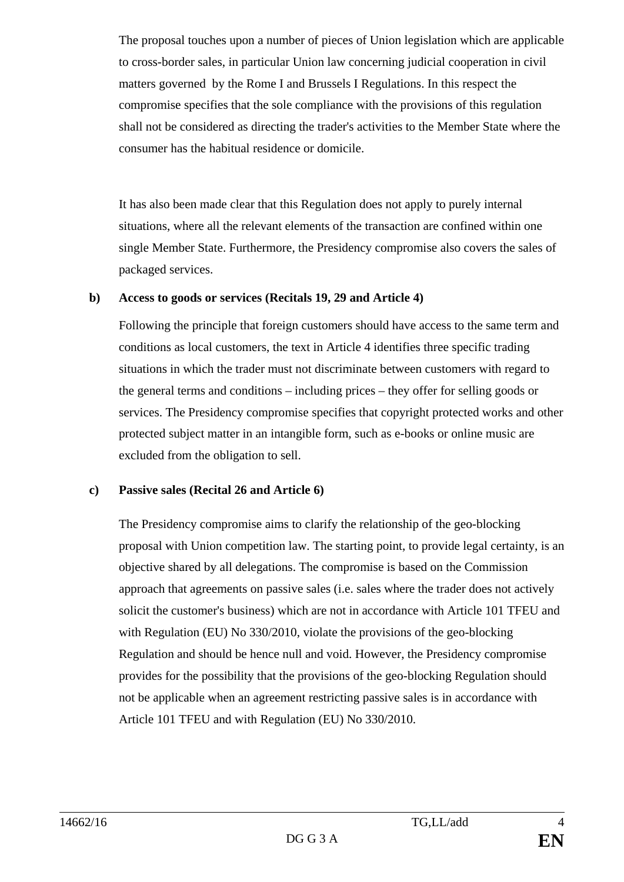The proposal touches upon a number of pieces of Union legislation which are applicable to cross-border sales, in particular Union law concerning judicial cooperation in civil matters governed by the Rome I and Brussels I Regulations. In this respect the compromise specifies that the sole compliance with the provisions of this regulation shall not be considered as directing the trader's activities to the Member State where the consumer has the habitual residence or domicile.

It has also been made clear that this Regulation does not apply to purely internal situations, where all the relevant elements of the transaction are confined within one single Member State. Furthermore, the Presidency compromise also covers the sales of packaged services.

**b) Access to goods or services (Recitals 19, 29 and Article 4)**

Following the principle that foreign customers should have access to the same term and conditions as local customers, the text in Article 4 identifies three specific trading situations in which the trader must not discriminate between customers with regard to the general terms and conditions – including prices – they offer for selling goods or services. The Presidency compromise specifies that copyright protected works and other protected subject matter in an intangible form, such as e-books or online music are excluded from the obligation to sell.

**c) Passive sales (Recital 26 and Article 6)**

The Presidency compromise aims to clarify the relationship of the geo-blocking proposal with Union competition law. The starting point, to provide legal certainty, is an objective shared by all delegations. The compromise is based on the Commission approach that agreements on passive sales (i.e. sales where the trader does not actively solicit the customer's business) which are not in accordance with Article 101 TFEU and with Regulation (EU) No 330/2010, violate the provisions of the geo-blocking Regulation and should be hence null and void. However, the Presidency compromise provides for the possibility that the provisions of the geo-blocking Regulation should not be applicable when an agreement restricting passive sales is in accordance with Article 101 TFEU and with Regulation (EU) No 330/2010.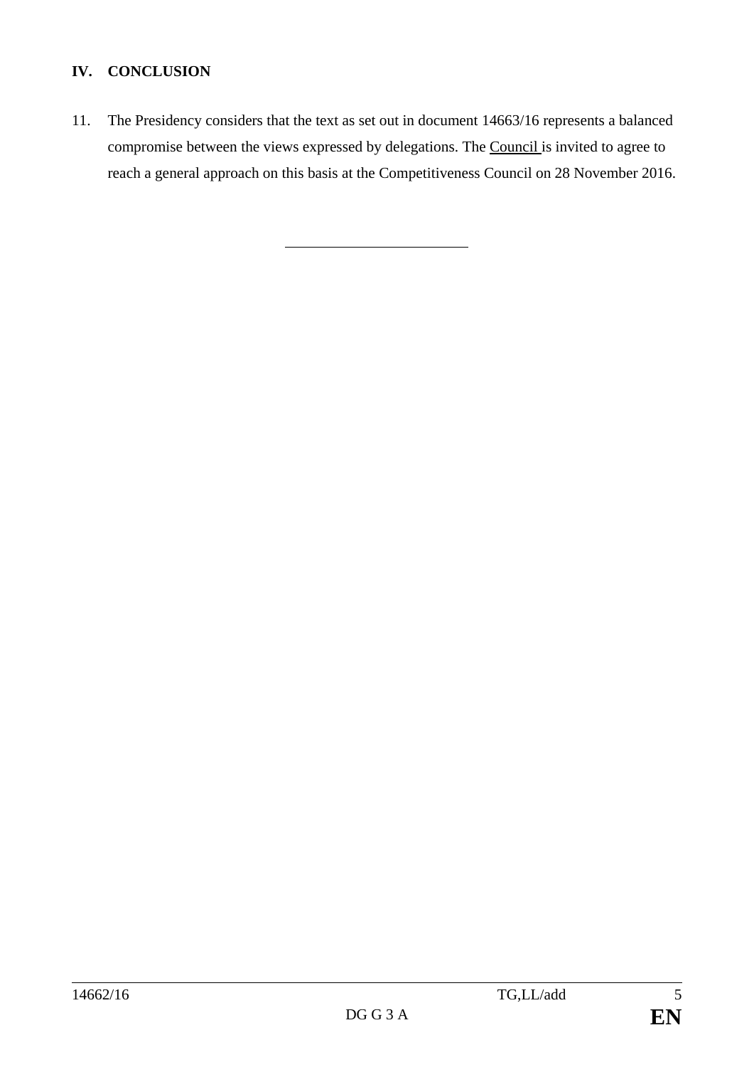## IV. CONCLUSION

11. The Presidency considers that the text as set out in document 14663/16 represents a balanced compromise between the views expressed by delegations. The Council is invited to agree to reach a general approach on this basis at the Competitiveness Council on 28 November 2016.